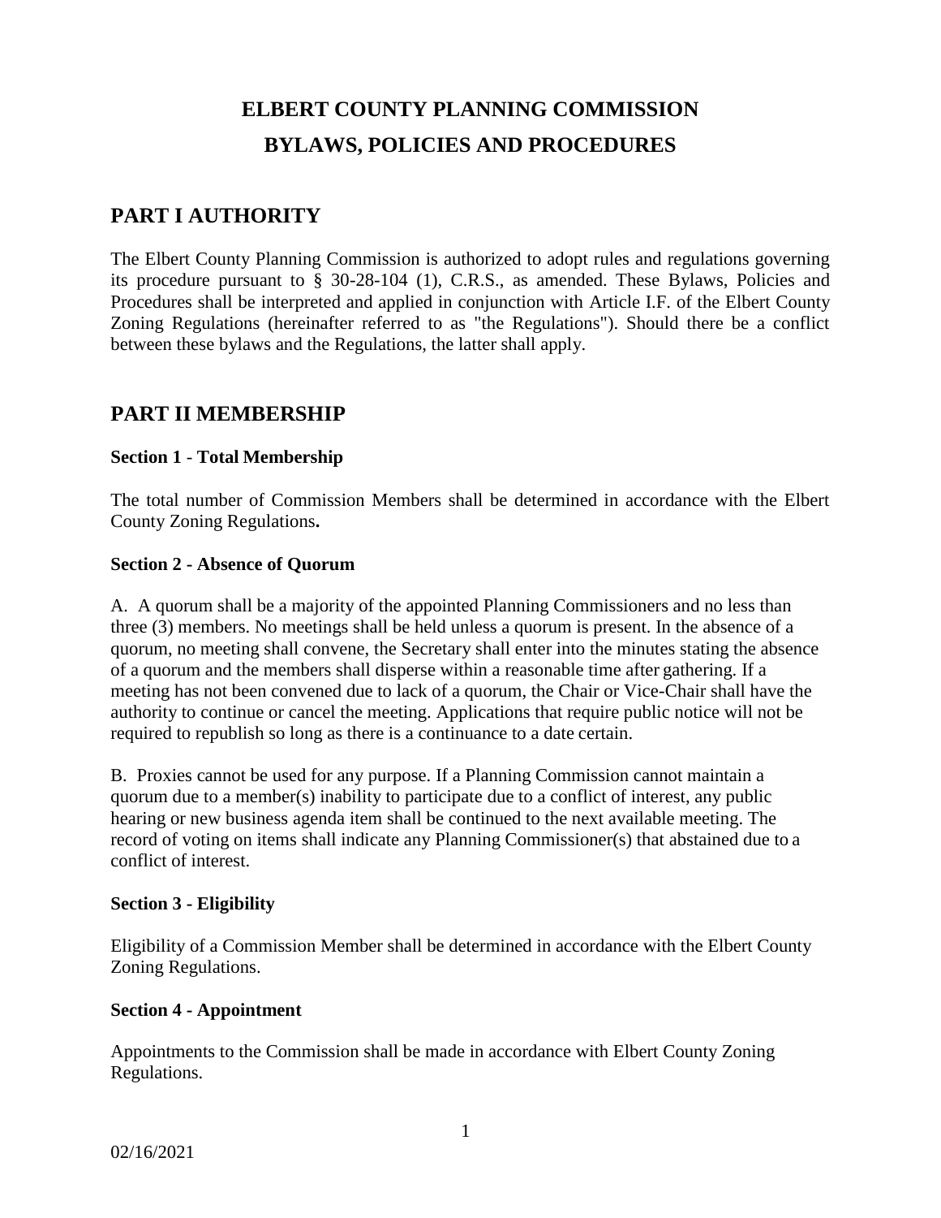# ELBERT COUNTY PLANNING COMMISSION
# BYLAWS, POLICIES AND PROCEDURES

## PART I AUTHORITY

The Elbert County Planning Commission is authorized to adopt rules and regulations governing its procedure pursuant to § 30-28-104 (1), C.R.S., as amended. These Bylaws, Policies and Procedures shall be interpreted and applied in conjunction with Article I.F. of the Elbert County Zoning Regulations (hereinafter referred to as "the Regulations"). Should there be a conflict between these bylaws and the Regulations, the latter shall apply.

## PART II MEMBERSHIP

### Section 1 - Total Membership

The total number of Commission Members shall be determined in accordance with the Elbert County Zoning Regulations**.**

### Section 2 - Absence of Quorum

A. A quorum shall be a majority of the appointed Planning Commissioners and no less than three (3) members. No meetings shall be held unless a quorum is present. In the absence of a quorum, no meeting shall convene, the Secretary shall enter into the minutes stating the absence of a quorum and the members shall disperse within a reasonable time after gathering. If a meeting has not been convened due to lack of a quorum, the Chair or Vice-Chair shall have the authority to continue or cancel the meeting. Applications that require public notice will not be required to republish so long as there is a continuance to a date certain.

B. Proxies cannot be used for any purpose. If a Planning Commission cannot maintain a quorum due to a member(s) inability to participate due to a conflict of interest, any public hearing or new business agenda item shall be continued to the next available meeting. The record of voting on items shall indicate any Planning Commissioner(s) that abstained due to a conflict of interest.

### Section 3 - Eligibility

Eligibility of a Commission Member shall be determined in accordance with the Elbert County Zoning Regulations.

### Section 4 - Appointment

Appointments to the Commission shall be made in accordance with Elbert County Zoning Regulations.

02/16/2021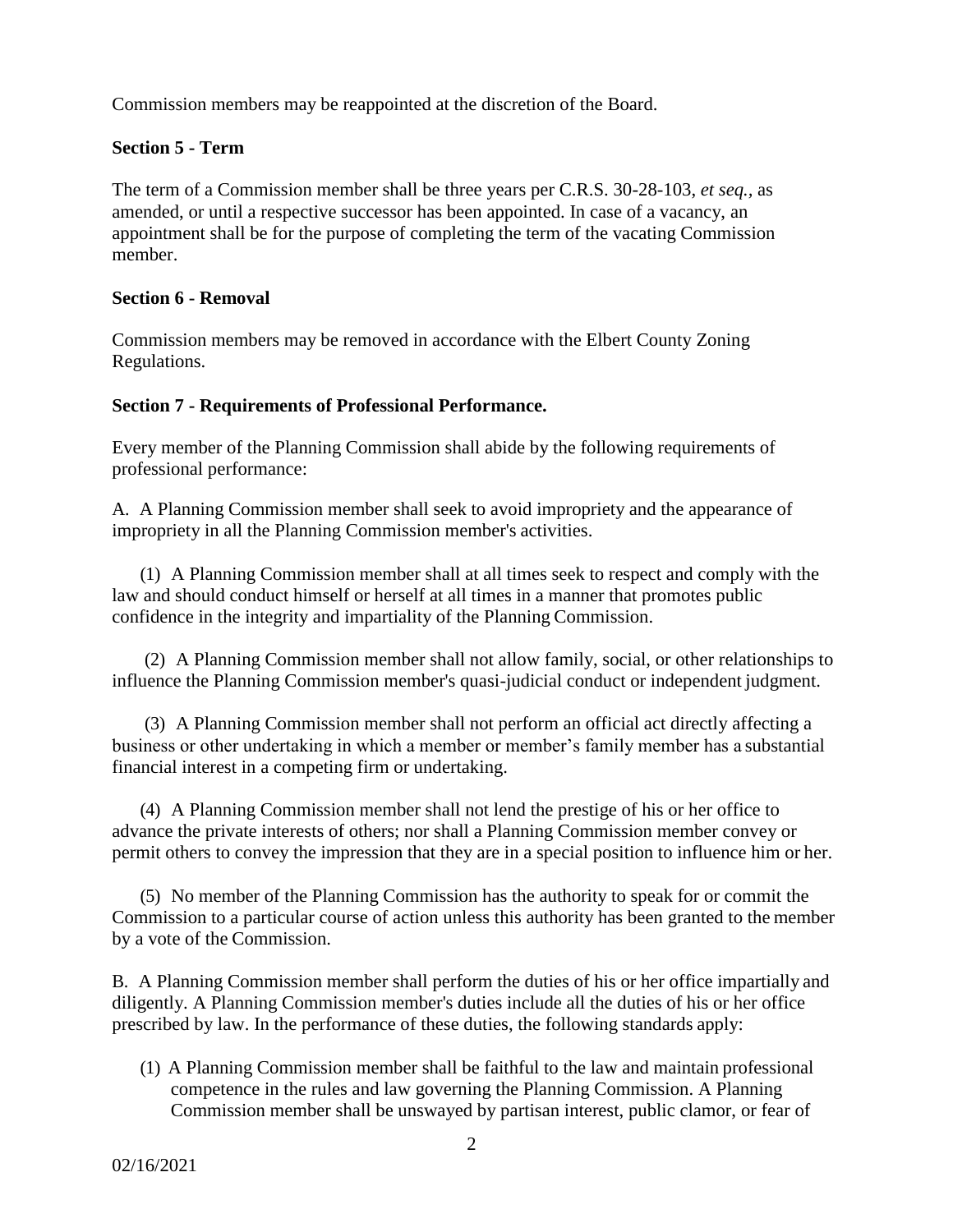Commission members may be reappointed at the discretion of the Board.

**Section 5 - Term**

The term of a Commission member shall be three years per C.R.S. 30-28-103, *et seq.,* as amended, or until a respective successor has been appointed. In case of a vacancy, an appointment shall be for the purpose of completing the term of the vacating Commission member.

**Section 6 - Removal**

Commission members may be removed in accordance with the Elbert County Zoning Regulations.

**Section 7 - Requirements of Professional Performance.**

Every member of the Planning Commission shall abide by the following requirements of professional performance:

A. A Planning Commission member shall seek to avoid impropriety and the appearance of impropriety in all the Planning Commission member's activities.

(1) A Planning Commission member shall at all times seek to respect and comply with the law and should conduct himself or herself at all times in a manner that promotes public confidence in the integrity and impartiality of the Planning Commission.

(2) A Planning Commission member shall not allow family, social, or other relationships to influence the Planning Commission member's quasi-judicial conduct or independent judgment.

(3) A Planning Commission member shall not perform an official act directly affecting a business or other undertaking in which a member or member's family member has a substantial financial interest in a competing firm or undertaking.

(4) A Planning Commission member shall not lend the prestige of his or her office to advance the private interests of others; nor shall a Planning Commission member convey or permit others to convey the impression that they are in a special position to influence him or her.

(5) No member of the Planning Commission has the authority to speak for or commit the Commission to a particular course of action unless this authority has been granted to the member by a vote of the Commission.

B. A Planning Commission member shall perform the duties of his or her office impartially and diligently. A Planning Commission member's duties include all the duties of his or her office prescribed by law. In the performance of these duties, the following standards apply:

(1) A Planning Commission member shall be faithful to the law and maintain professional competence in the rules and law governing the Planning Commission. A Planning Commission member shall be unswayed by partisan interest, public clamor, or fear of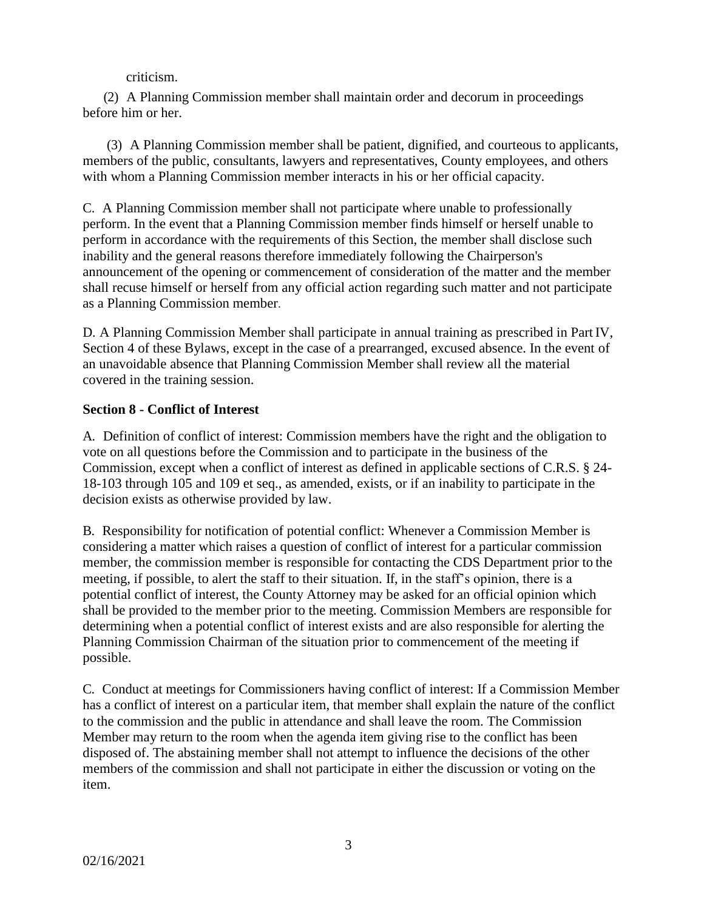criticism.

(2) A Planning Commission member shall maintain order and decorum in proceedings before him or her.

(3) A Planning Commission member shall be patient, dignified, and courteous to applicants, members of the public, consultants, lawyers and representatives, County employees, and others with whom a Planning Commission member interacts in his or her official capacity.

C. A Planning Commission member shall not participate where unable to professionally perform. In the event that a Planning Commission member finds himself or herself unable to perform in accordance with the requirements of this Section, the member shall disclose such inability and the general reasons therefore immediately following the Chairperson's announcement of the opening or commencement of consideration of the matter and the member shall recuse himself or herself from any official action regarding such matter and not participate as a Planning Commission member.

D. A Planning Commission Member shall participate in annual training as prescribed in Part IV, Section 4 of these Bylaws, except in the case of a prearranged, excused absence. In the event of an unavoidable absence that Planning Commission Member shall review all the material covered in the training session.

**Section 8 - Conflict of Interest**

A. Definition of conflict of interest: Commission members have the right and the obligation to vote on all questions before the Commission and to participate in the business of the Commission, except when a conflict of interest as defined in applicable sections of C.R.S. § 24-18-103 through 105 and 109 et seq., as amended, exists, or if an inability to participate in the decision exists as otherwise provided by law.

B. Responsibility for notification of potential conflict: Whenever a Commission Member is considering a matter which raises a question of conflict of interest for a particular commission member, the commission member is responsible for contacting the CDS Department prior to the meeting, if possible, to alert the staff to their situation. If, in the staff's opinion, there is a potential conflict of interest, the County Attorney may be asked for an official opinion which shall be provided to the member prior to the meeting. Commission Members are responsible for determining when a potential conflict of interest exists and are also responsible for alerting the Planning Commission Chairman of the situation prior to commencement of the meeting if possible.

C. Conduct at meetings for Commissioners having conflict of interest: If a Commission Member has a conflict of interest on a particular item, that member shall explain the nature of the conflict to the commission and the public in attendance and shall leave the room. The Commission Member may return to the room when the agenda item giving rise to the conflict has been disposed of. The abstaining member shall not attempt to influence the decisions of the other members of the commission and shall not participate in either the discussion or voting on the item.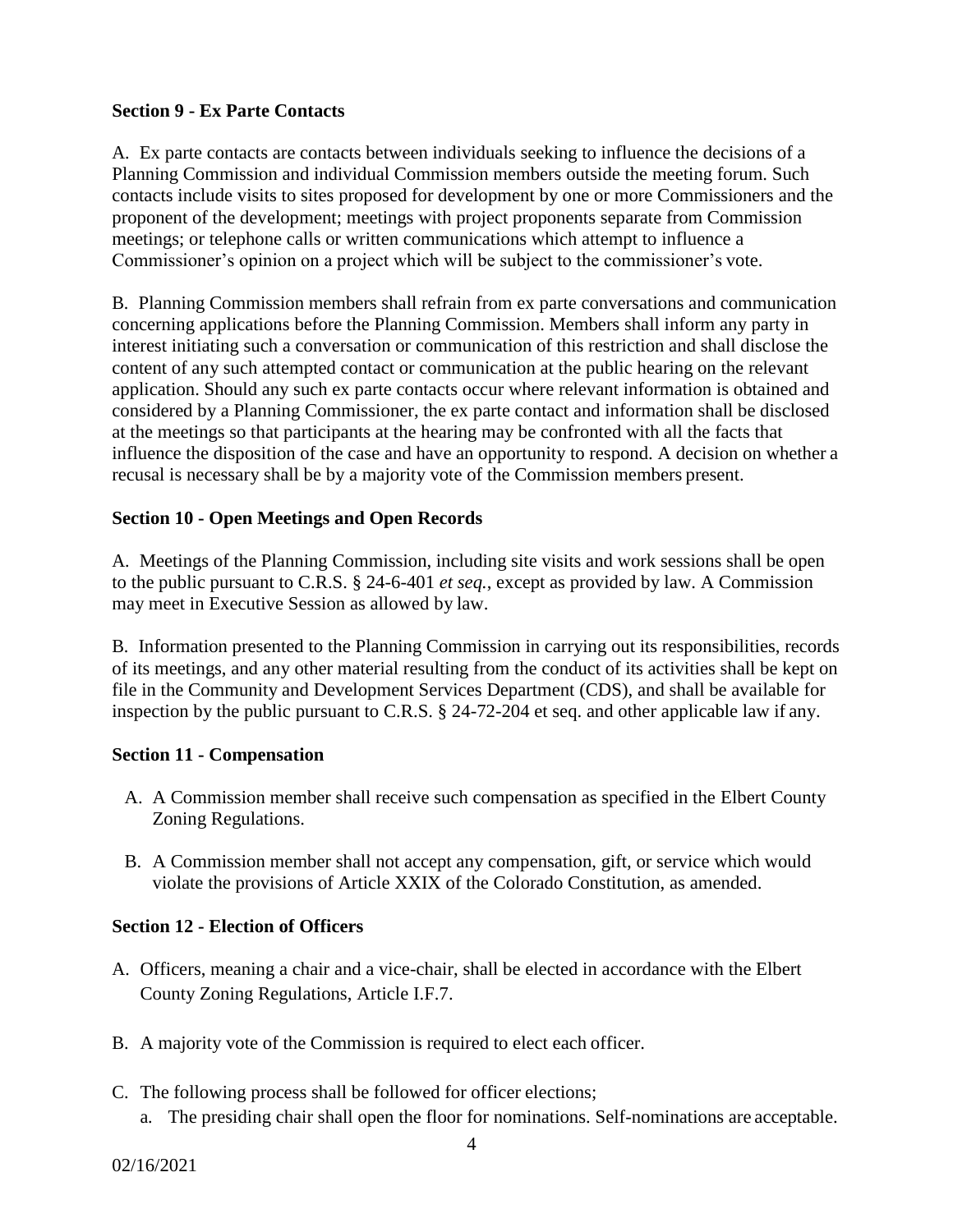### Section 9 - Ex Parte Contacts

A. Ex parte contacts are contacts between individuals seeking to influence the decisions of a Planning Commission and individual Commission members outside the meeting forum. Such contacts include visits to sites proposed for development by one or more Commissioners and the proponent of the development; meetings with project proponents separate from Commission meetings; or telephone calls or written communications which attempt to influence a Commissioner's opinion on a project which will be subject to the commissioner's vote.

B. Planning Commission members shall refrain from ex parte conversations and communication concerning applications before the Planning Commission. Members shall inform any party in interest initiating such a conversation or communication of this restriction and shall disclose the content of any such attempted contact or communication at the public hearing on the relevant application. Should any such ex parte contacts occur where relevant information is obtained and considered by a Planning Commissioner, the ex parte contact and information shall be disclosed at the meetings so that participants at the hearing may be confronted with all the facts that influence the disposition of the case and have an opportunity to respond. A decision on whether a recusal is necessary shall be by a majority vote of the Commission members present.

### Section 10 - Open Meetings and Open Records

A. Meetings of the Planning Commission, including site visits and work sessions shall be open to the public pursuant to C.R.S. § 24-6-401 *et seq.*, except as provided by law. A Commission may meet in Executive Session as allowed by law.

B. Information presented to the Planning Commission in carrying out its responsibilities, records of its meetings, and any other material resulting from the conduct of its activities shall be kept on file in the Community and Development Services Department (CDS), and shall be available for inspection by the public pursuant to C.R.S. § 24-72-204 et seq. and other applicable law if any.

### Section 11 - Compensation

A. A Commission member shall receive such compensation as specified in the Elbert County Zoning Regulations.

B. A Commission member shall not accept any compensation, gift, or service which would violate the provisions of Article XXIX of the Colorado Constitution, as amended.

### Section 12 - Election of Officers

A. Officers, meaning a chair and a vice-chair, shall be elected in accordance with the Elbert County Zoning Regulations, Article I.F.7.

B. A majority vote of the Commission is required to elect each officer.

C. The following process shall be followed for officer elections;

   a. The presiding chair shall open the floor for nominations. Self-nominations are acceptable.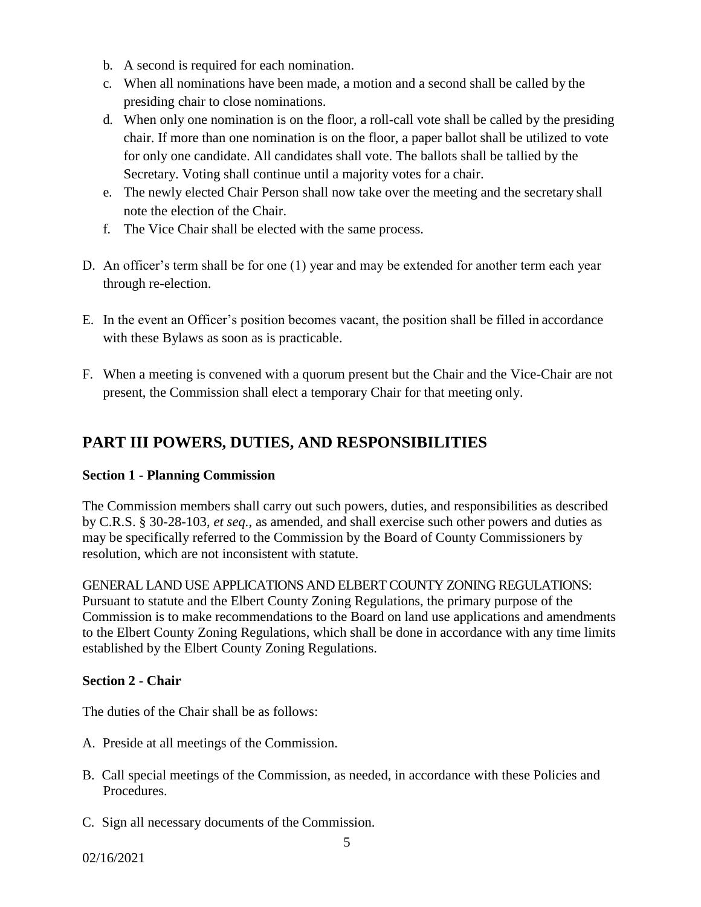b. A second is required for each nomination.
c. When all nominations have been made, a motion and a second shall be called by the presiding chair to close nominations.
d. When only one nomination is on the floor, a roll-call vote shall be called by the presiding chair. If more than one nomination is on the floor, a paper ballot shall be utilized to vote for only one candidate. All candidates shall vote. The ballots shall be tallied by the Secretary. Voting shall continue until a majority votes for a chair.
e. The newly elected Chair Person shall now take over the meeting and the secretary shall note the election of the Chair.
f. The Vice Chair shall be elected with the same process.

D. An officer's term shall be for one (1) year and may be extended for another term each year through re-election.

E. In the event an Officer's position becomes vacant, the position shall be filled in accordance with these Bylaws as soon as is practicable.

F. When a meeting is convened with a quorum present but the Chair and the Vice-Chair are not present, the Commission shall elect a temporary Chair for that meeting only.

## PART III POWERS, DUTIES, AND RESPONSIBILITIES

### Section 1 - Planning Commission

The Commission members shall carry out such powers, duties, and responsibilities as described by C.R.S. § 30-28-103, *et seq.*, as amended, and shall exercise such other powers and duties as may be specifically referred to the Commission by the Board of County Commissioners by resolution, which are not inconsistent with statute.

GENERAL LAND USE APPLICATIONS AND ELBERT COUNTY ZONING REGULATIONS: Pursuant to statute and the Elbert County Zoning Regulations, the primary purpose of the Commission is to make recommendations to the Board on land use applications and amendments to the Elbert County Zoning Regulations, which shall be done in accordance with any time limits established by the Elbert County Zoning Regulations.

### Section 2 - Chair

The duties of the Chair shall be as follows:

A. Preside at all meetings of the Commission.

B. Call special meetings of the Commission, as needed, in accordance with these Policies and Procedures.

C. Sign all necessary documents of the Commission.

02/16/2021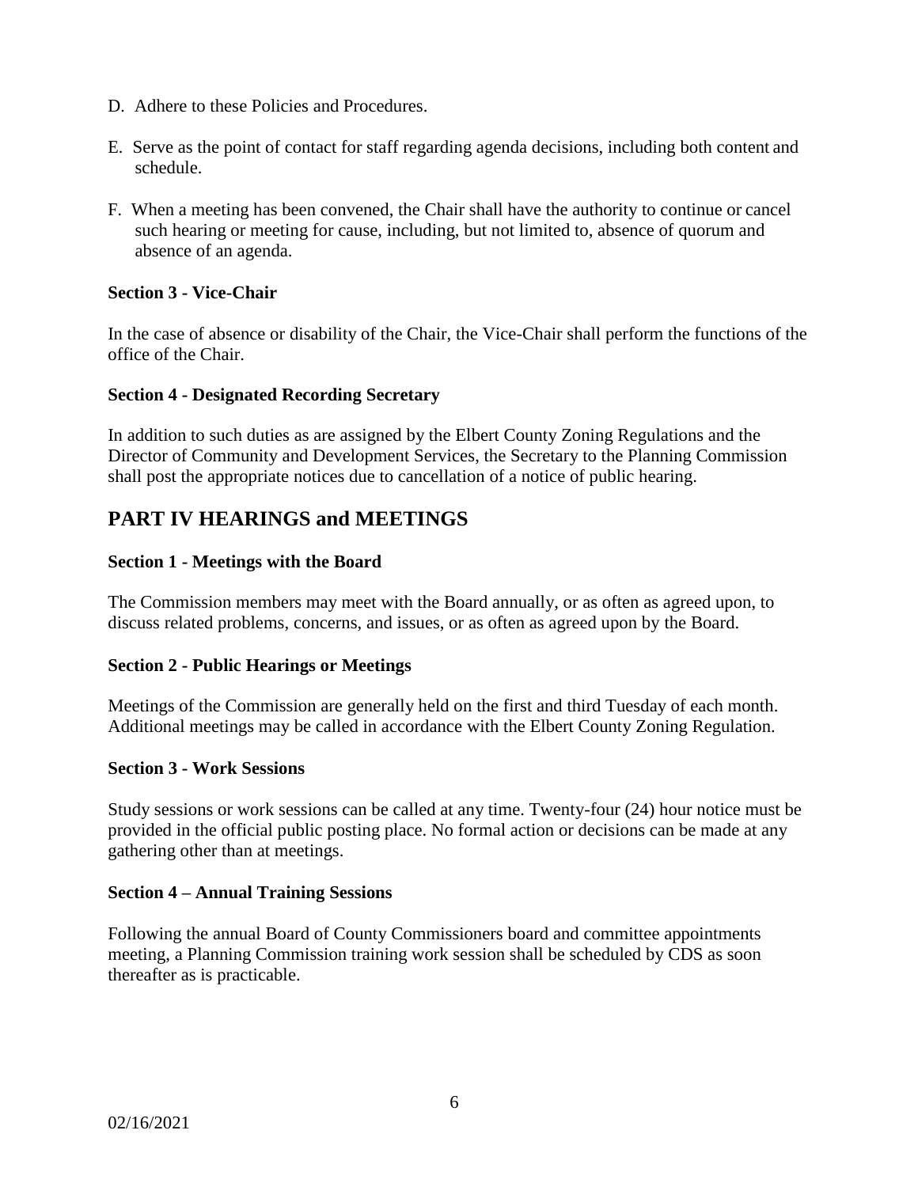D. Adhere to these Policies and Procedures.

E. Serve as the point of contact for staff regarding agenda decisions, including both content and schedule.

F. When a meeting has been convened, the Chair shall have the authority to continue or cancel such hearing or meeting for cause, including, but not limited to, absence of quorum and absence of an agenda.

**Section 3 - Vice-Chair**

In the case of absence or disability of the Chair, the Vice-Chair shall perform the functions of the office of the Chair.

**Section 4 - Designated Recording Secretary**

In addition to such duties as are assigned by the Elbert County Zoning Regulations and the Director of Community and Development Services, the Secretary to the Planning Commission shall post the appropriate notices due to cancellation of a notice of public hearing.

## PART IV HEARINGS and MEETINGS

**Section 1 - Meetings with the Board**

The Commission members may meet with the Board annually, or as often as agreed upon, to discuss related problems, concerns, and issues, or as often as agreed upon by the Board.

**Section 2 - Public Hearings or Meetings**

Meetings of the Commission are generally held on the first and third Tuesday of each month. Additional meetings may be called in accordance with the Elbert County Zoning Regulation.

**Section 3 - Work Sessions**

Study sessions or work sessions can be called at any time. Twenty-four (24) hour notice must be provided in the official public posting place. No formal action or decisions can be made at any gathering other than at meetings.

**Section 4 – Annual Training Sessions**

Following the annual Board of County Commissioners board and committee appointments meeting, a Planning Commission training work session shall be scheduled by CDS as soon thereafter as is practicable.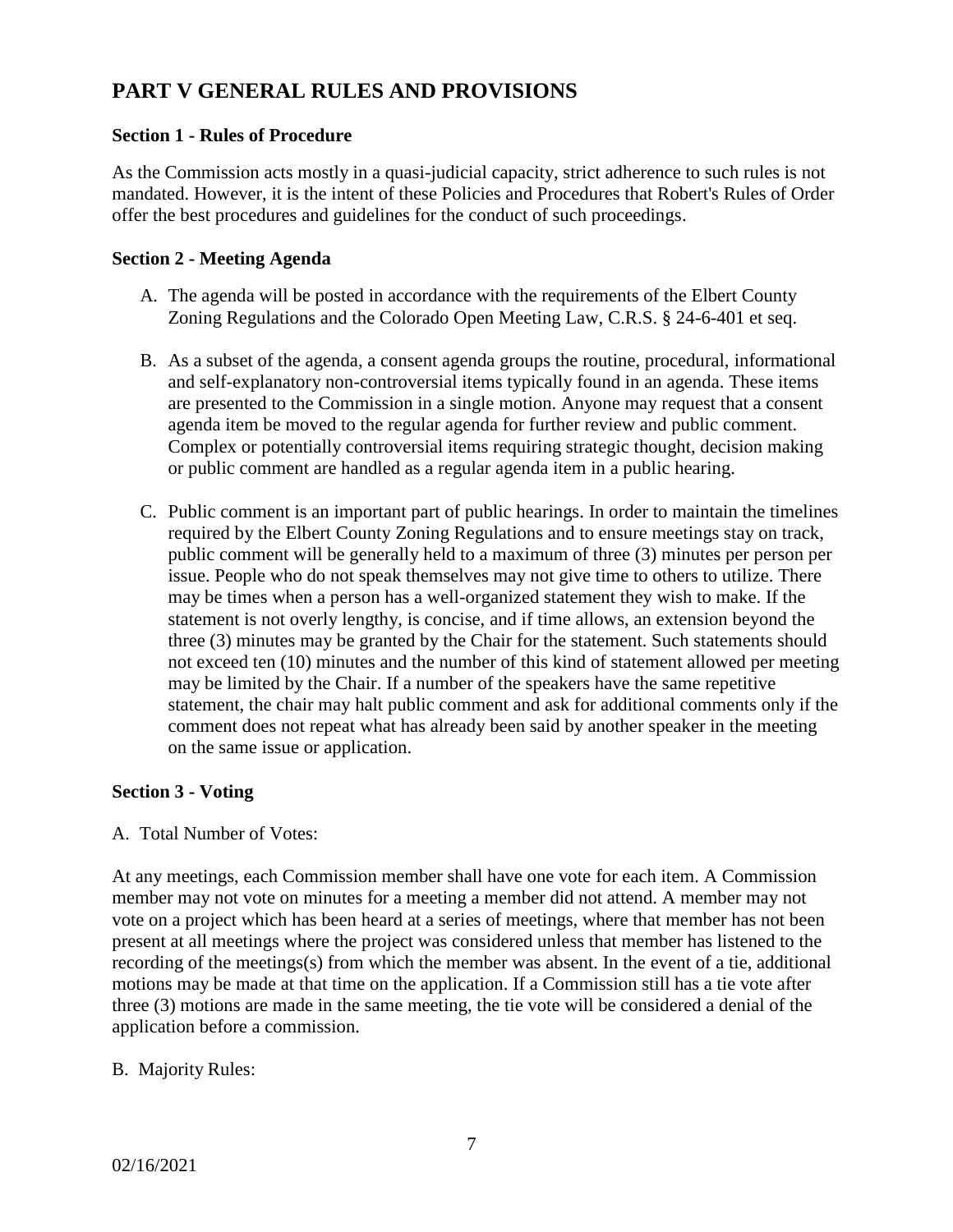## PART V GENERAL RULES AND PROVISIONS

### Section 1 - Rules of Procedure

As the Commission acts mostly in a quasi-judicial capacity, strict adherence to such rules is not mandated. However, it is the intent of these Policies and Procedures that Robert's Rules of Order offer the best procedures and guidelines for the conduct of such proceedings.

### Section 2 - Meeting Agenda

A. The agenda will be posted in accordance with the requirements of the Elbert County Zoning Regulations and the Colorado Open Meeting Law, C.R.S. § 24-6-401 et seq.

B. As a subset of the agenda, a consent agenda groups the routine, procedural, informational and self-explanatory non-controversial items typically found in an agenda. These items are presented to the Commission in a single motion. Anyone may request that a consent agenda item be moved to the regular agenda for further review and public comment. Complex or potentially controversial items requiring strategic thought, decision making or public comment are handled as a regular agenda item in a public hearing.

C. Public comment is an important part of public hearings. In order to maintain the timelines required by the Elbert County Zoning Regulations and to ensure meetings stay on track, public comment will be generally held to a maximum of three (3) minutes per person per issue. People who do not speak themselves may not give time to others to utilize. There may be times when a person has a well-organized statement they wish to make. If the statement is not overly lengthy, is concise, and if time allows, an extension beyond the three (3) minutes may be granted by the Chair for the statement. Such statements should not exceed ten (10) minutes and the number of this kind of statement allowed per meeting may be limited by the Chair. If a number of the speakers have the same repetitive statement, the chair may halt public comment and ask for additional comments only if the comment does not repeat what has already been said by another speaker in the meeting on the same issue or application.

### Section 3 - Voting

A. Total Number of Votes:

At any meetings, each Commission member shall have one vote for each item. A Commission member may not vote on minutes for a meeting a member did not attend. A member may not vote on a project which has been heard at a series of meetings, where that member has not been present at all meetings where the project was considered unless that member has listened to the recording of the meetings(s) from which the member was absent. In the event of a tie, additional motions may be made at that time on the application. If a Commission still has a tie vote after three (3) motions are made in the same meeting, the tie vote will be considered a denial of the application before a commission.

B. Majority Rules: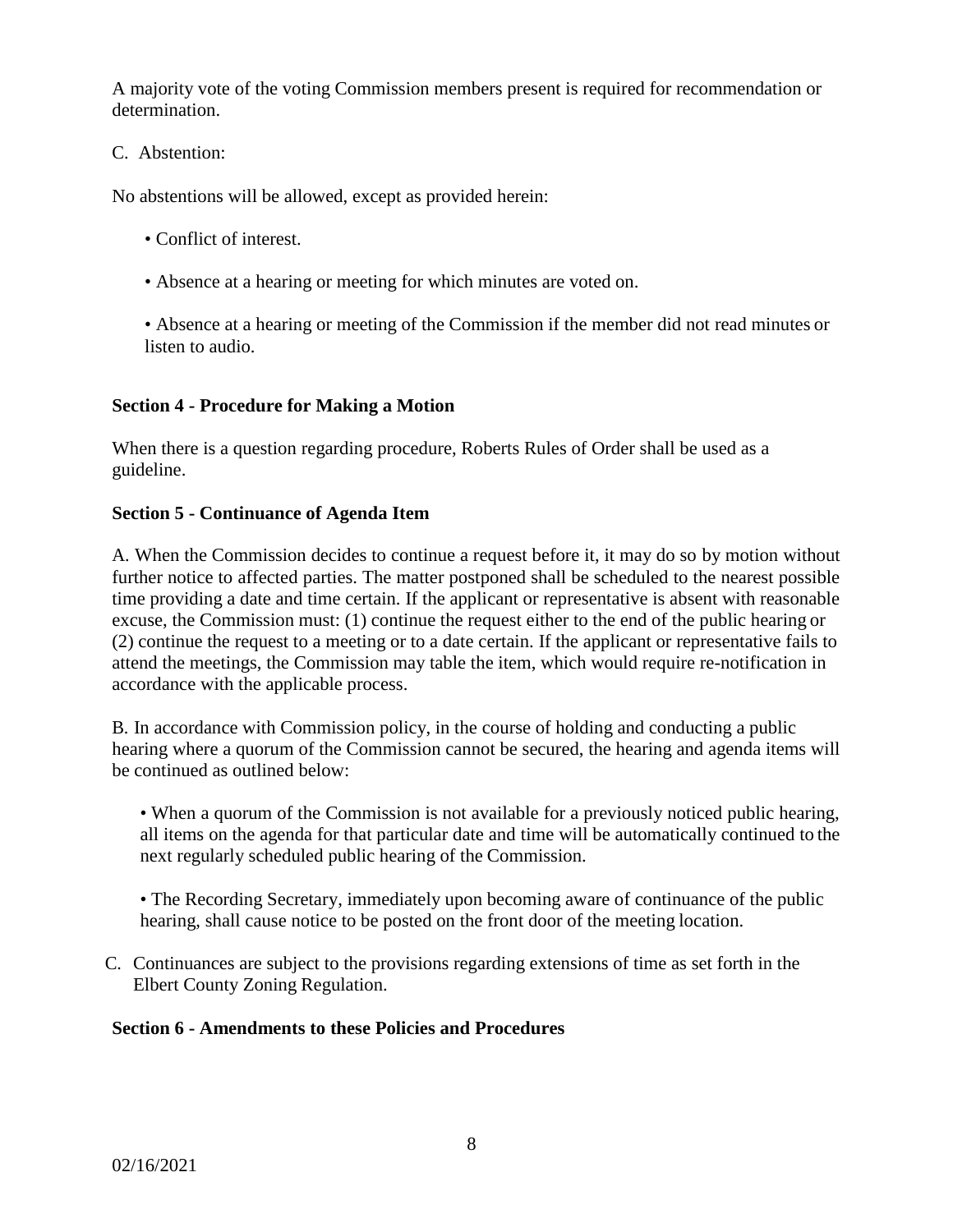A majority vote of the voting Commission members present is required for recommendation or determination.

C. Abstention:

No abstentions will be allowed, except as provided herein:

- Conflict of interest.
- Absence at a hearing or meeting for which minutes are voted on.
- Absence at a hearing or meeting of the Commission if the member did not read minutes or listen to audio.

**Section 4 - Procedure for Making a Motion**

When there is a question regarding procedure, Roberts Rules of Order shall be used as a guideline.

**Section 5 - Continuance of Agenda Item**

A. When the Commission decides to continue a request before it, it may do so by motion without further notice to affected parties. The matter postponed shall be scheduled to the nearest possible time providing a date and time certain. If the applicant or representative is absent with reasonable excuse, the Commission must: (1) continue the request either to the end of the public hearing or (2) continue the request to a meeting or to a date certain. If the applicant or representative fails to attend the meetings, the Commission may table the item, which would require re-notification in accordance with the applicable process.

B. In accordance with Commission policy, in the course of holding and conducting a public hearing where a quorum of the Commission cannot be secured, the hearing and agenda items will be continued as outlined below:

- When a quorum of the Commission is not available for a previously noticed public hearing, all items on the agenda for that particular date and time will be automatically continued to the next regularly scheduled public hearing of the Commission.
- The Recording Secretary, immediately upon becoming aware of continuance of the public hearing, shall cause notice to be posted on the front door of the meeting location.

C. Continuances are subject to the provisions regarding extensions of time as set forth in the Elbert County Zoning Regulation.

**Section 6 - Amendments to these Policies and Procedures**

02/16/2021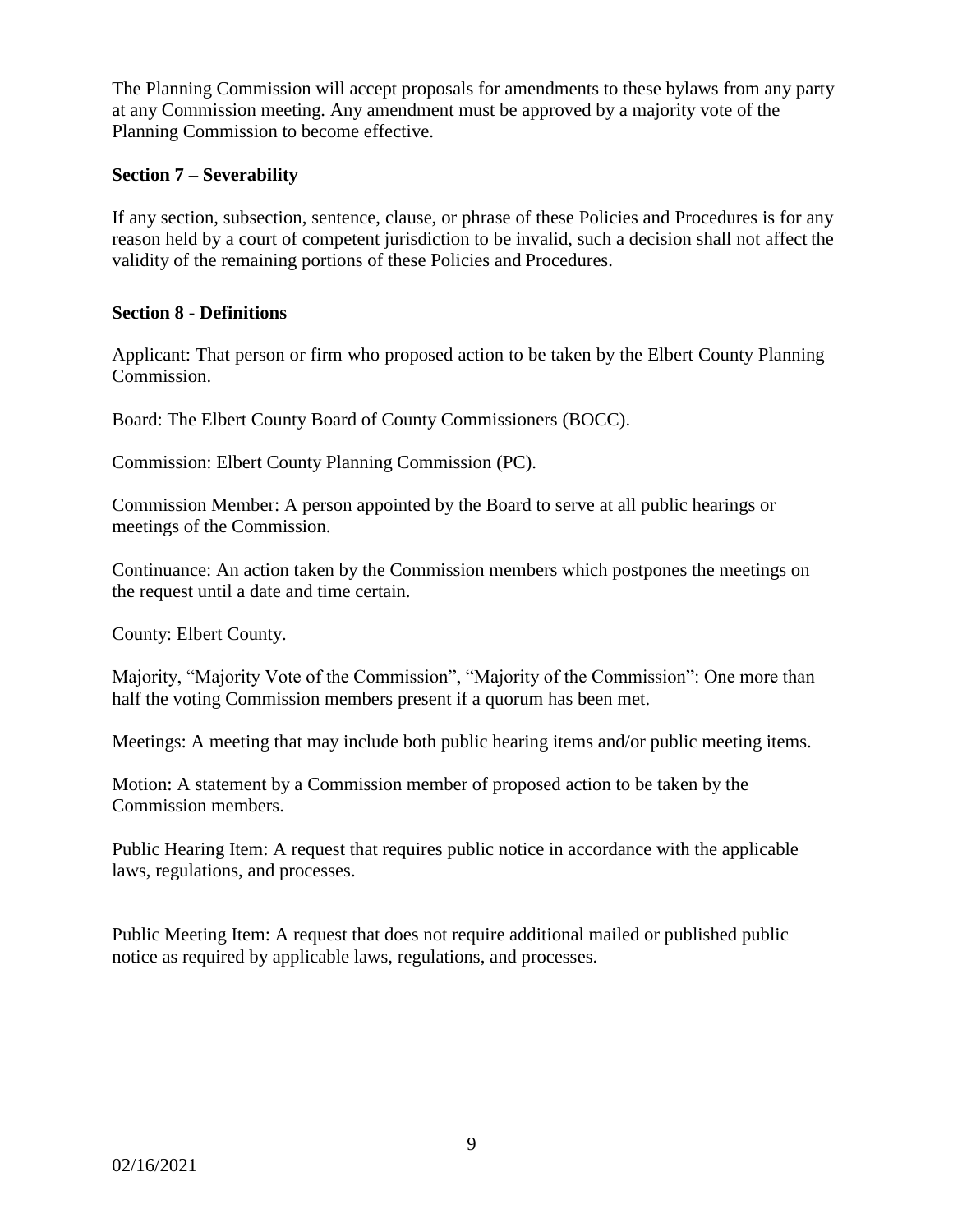The Planning Commission will accept proposals for amendments to these bylaws from any party at any Commission meeting. Any amendment must be approved by a majority vote of the Planning Commission to become effective.

**Section 7 – Severability**

If any section, subsection, sentence, clause, or phrase of these Policies and Procedures is for any reason held by a court of competent jurisdiction to be invalid, such a decision shall not affect the validity of the remaining portions of these Policies and Procedures.

**Section 8 - Definitions**

Applicant: That person or firm who proposed action to be taken by the Elbert County Planning Commission.

Board: The Elbert County Board of County Commissioners (BOCC).

Commission: Elbert County Planning Commission (PC).

Commission Member: A person appointed by the Board to serve at all public hearings or meetings of the Commission.

Continuance: An action taken by the Commission members which postpones the meetings on the request until a date and time certain.

County: Elbert County.

Majority, "Majority Vote of the Commission", "Majority of the Commission": One more than half the voting Commission members present if a quorum has been met.

Meetings: A meeting that may include both public hearing items and/or public meeting items.

Motion: A statement by a Commission member of proposed action to be taken by the Commission members.

Public Hearing Item: A request that requires public notice in accordance with the applicable laws, regulations, and processes.

Public Meeting Item: A request that does not require additional mailed or published public notice as required by applicable laws, regulations, and processes.

02/16/2021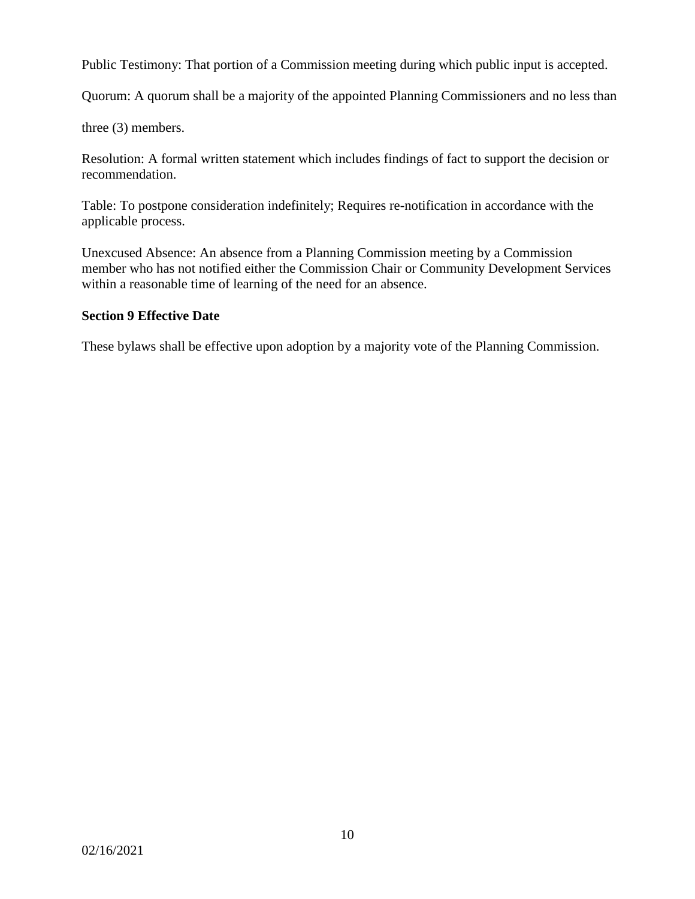Public Testimony: That portion of a Commission meeting during which public input is accepted.

Quorum: A quorum shall be a majority of the appointed Planning Commissioners and no less than three (3) members.

Resolution: A formal written statement which includes findings of fact to support the decision or recommendation.

Table: To postpone consideration indefinitely; Requires re-notification in accordance with the applicable process.

Unexcused Absence: An absence from a Planning Commission meeting by a Commission member who has not notified either the Commission Chair or Community Development Services within a reasonable time of learning of the need for an absence.

**Section 9 Effective Date**

These bylaws shall be effective upon adoption by a majority vote of the Planning Commission.

02/16/2021